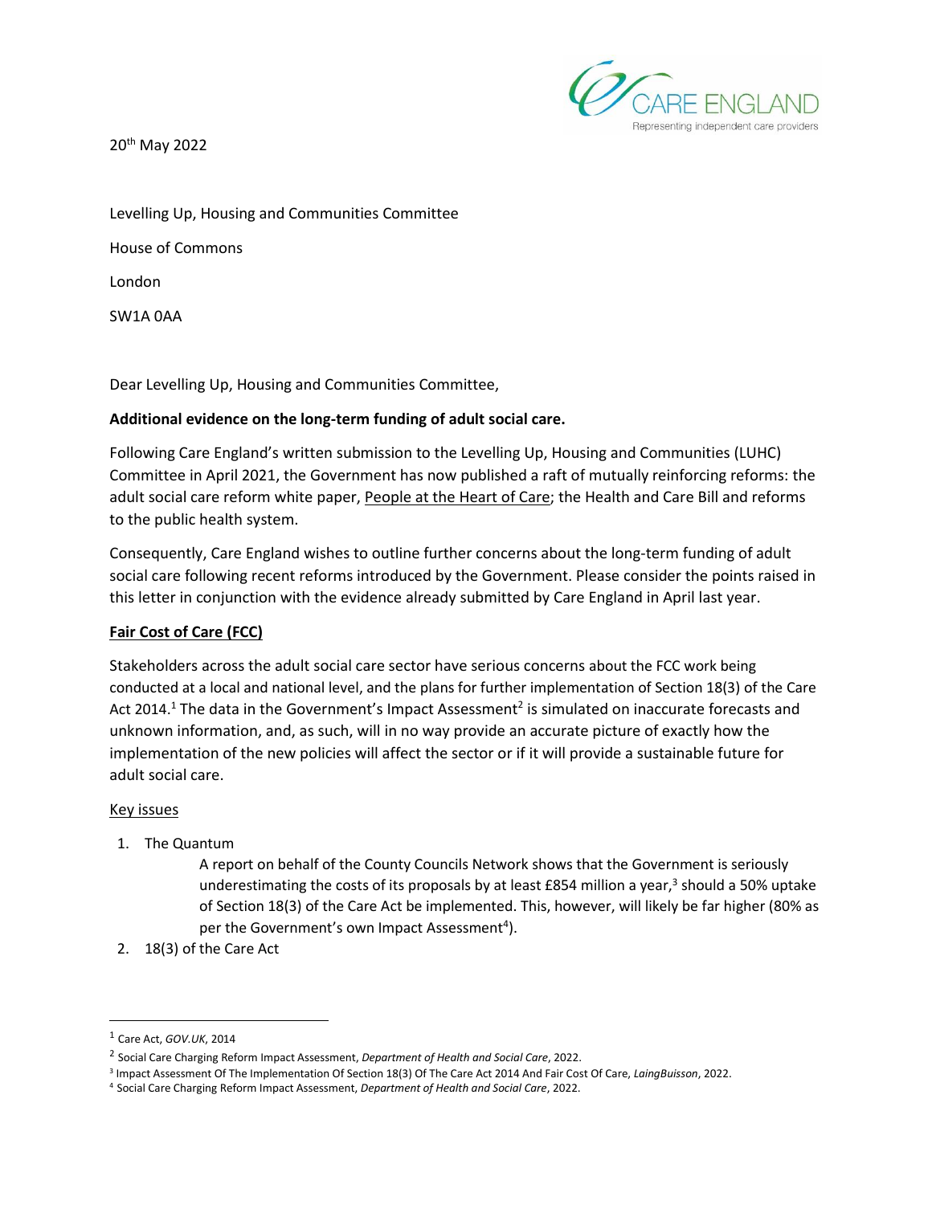CARE ENGLAND
Representing independent care providers

20th May 2022

Levelling Up, Housing and Communities Committee

House of Commons

London

SW1A 0AA

Dear Levelling Up, Housing and Communities Committee,

**Additional evidence on the long-term funding of adult social care.**

Following Care England's written submission to the Levelling Up, Housing and Communities (LUHC) Committee in April 2021, the Government has now published a raft of mutually reinforcing reforms: the adult social care reform white paper, People at the Heart of Care; the Health and Care Bill and reforms to the public health system.

Consequently, Care England wishes to outline further concerns about the long-term funding of adult social care following recent reforms introduced by the Government. Please consider the points raised in this letter in conjunction with the evidence already submitted by Care England in April last year.

**Fair Cost of Care (FCC)**

Stakeholders across the adult social care sector have serious concerns about the FCC work being conducted at a local and national level, and the plans for further implementation of Section 18(3) of the Care Act 2014.[1] The data in the Government's Impact Assessment[2] is simulated on inaccurate forecasts and unknown information, and, as such, will in no way provide an accurate picture of exactly how the implementation of the new policies will affect the sector or if it will provide a sustainable future for adult social care.

Key issues

1. The Quantum

   A report on behalf of the County Councils Network shows that the Government is seriously underestimating the costs of its proposals by at least £854 million a year,[3] should a 50% uptake of Section 18(3) of the Care Act be implemented. This, however, will likely be far higher (80% as per the Government's own Impact Assessment[4]).

2. 18(3) of the Care Act

---

[1] Care Act, *GOV.UK*, 2014

[2] Social Care Charging Reform Impact Assessment, *Department of Health and Social Care*, 2022.

[3] Impact Assessment Of The Implementation Of Section 18(3) Of The Care Act 2014 And Fair Cost Of Care, *LaingBuisson*, 2022.

[4] Social Care Charging Reform Impact Assessment, *Department of Health and Social Care*, 2022.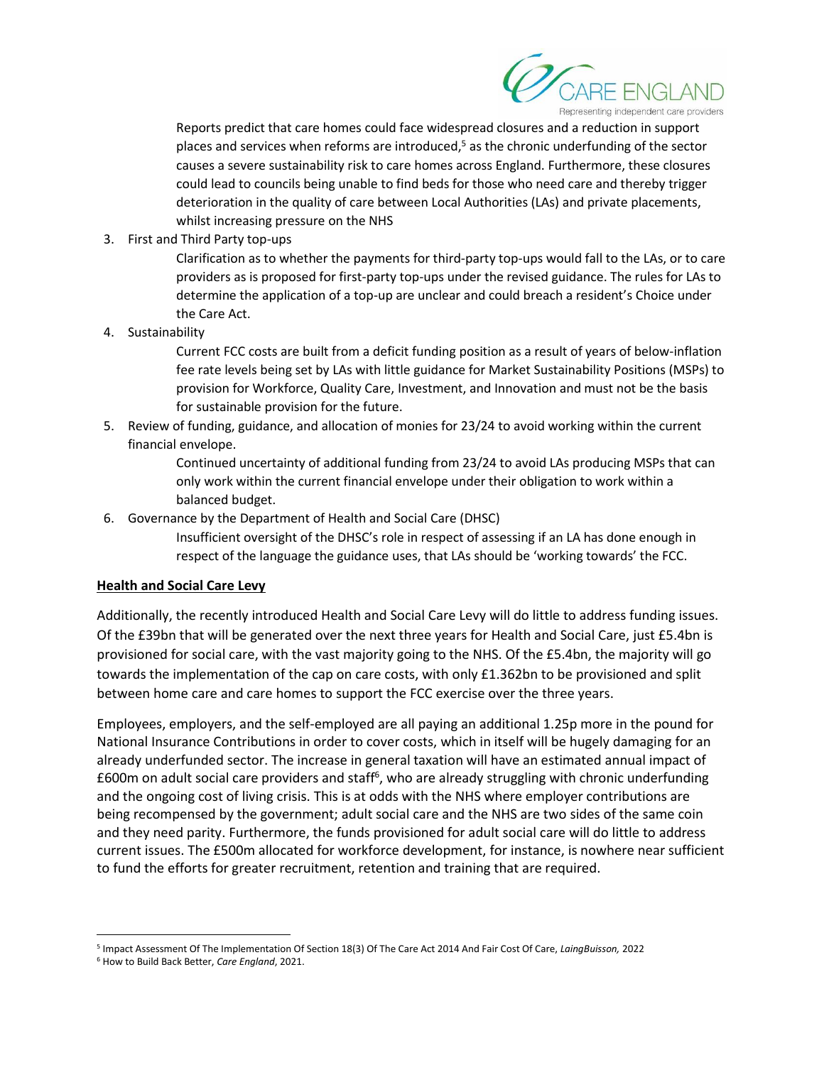Reports predict that care homes could face widespread closures and a reduction in support places and services when reforms are introduced,[5] as the chronic underfunding of the sector causes a severe sustainability risk to care homes across England. Furthermore, these closures could lead to councils being unable to find beds for those who need care and thereby trigger deterioration in the quality of care between Local Authorities (LAs) and private placements, whilst increasing pressure on the NHS

3. First and Third Party top-ups

   Clarification as to whether the payments for third-party top-ups would fall to the LAs, or to care providers as is proposed for first-party top-ups under the revised guidance. The rules for LAs to determine the application of a top-up are unclear and could breach a resident's Choice under the Care Act.

4. Sustainability

   Current FCC costs are built from a deficit funding position as a result of years of below-inflation fee rate levels being set by LAs with little guidance for Market Sustainability Positions (MSPs) to provision for Workforce, Quality Care, Investment, and Innovation and must not be the basis for sustainable provision for the future.

5. Review of funding, guidance, and allocation of monies for 23/24 to avoid working within the current financial envelope.

   Continued uncertainty of additional funding from 23/24 to avoid LAs producing MSPs that can only work within the current financial envelope under their obligation to work within a balanced budget.

6. Governance by the Department of Health and Social Care (DHSC)

   Insufficient oversight of the DHSC's role in respect of assessing if an LA has done enough in respect of the language the guidance uses, that LAs should be 'working towards' the FCC.

**Health and Social Care Levy**

Additionally, the recently introduced Health and Social Care Levy will do little to address funding issues. Of the £39bn that will be generated over the next three years for Health and Social Care, just £5.4bn is provisioned for social care, with the vast majority going to the NHS. Of the £5.4bn, the majority will go towards the implementation of the cap on care costs, with only £1.362bn to be provisioned and split between home care and care homes to support the FCC exercise over the three years.

Employees, employers, and the self-employed are all paying an additional 1.25p more in the pound for National Insurance Contributions in order to cover costs, which in itself will be hugely damaging for an already underfunded sector. The increase in general taxation will have an estimated annual impact of £600m on adult social care providers and staff[6], who are already struggling with chronic underfunding and the ongoing cost of living crisis. This is at odds with the NHS where employer contributions are being recompensed by the government; adult social care and the NHS are two sides of the same coin and they need parity. Furthermore, the funds provisioned for adult social care will do little to address current issues. The £500m allocated for workforce development, for instance, is nowhere near sufficient to fund the efforts for greater recruitment, retention and training that are required.

---

[5] Impact Assessment Of The Implementation Of Section 18(3) Of The Care Act 2014 And Fair Cost Of Care, *LaingBuisson,* 2022

[6] How to Build Back Better, *Care England*, 2021.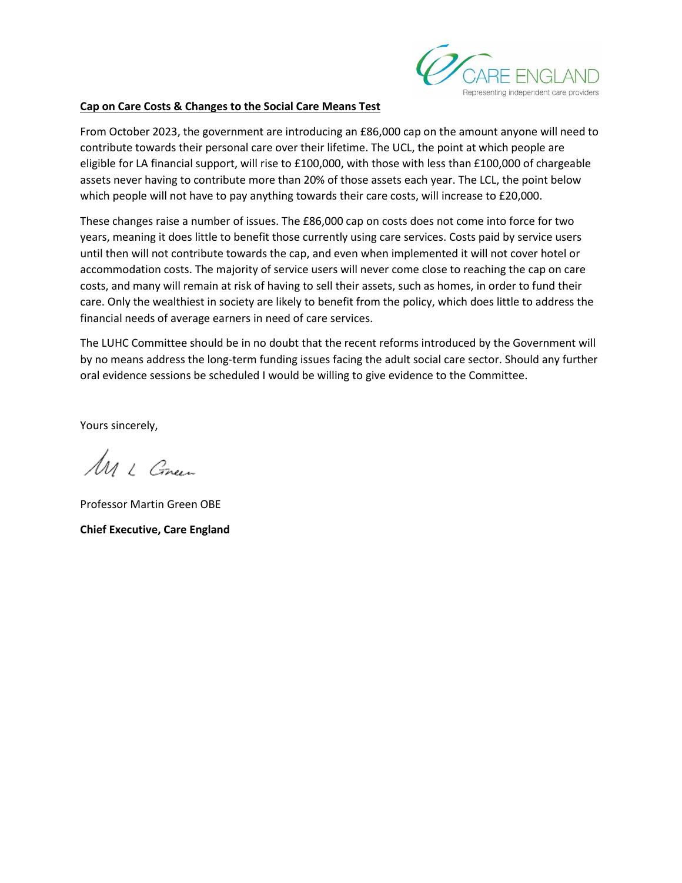**Cap on Care Costs & Changes to the Social Care Means Test**

From October 2023, the government are introducing an £86,000 cap on the amount anyone will need to contribute towards their personal care over their lifetime. The UCL, the point at which people are eligible for LA financial support, will rise to £100,000, with those with less than £100,000 of chargeable assets never having to contribute more than 20% of those assets each year. The LCL, the point below which people will not have to pay anything towards their care costs, will increase to £20,000.

These changes raise a number of issues. The £86,000 cap on costs does not come into force for two years, meaning it does little to benefit those currently using care services. Costs paid by service users until then will not contribute towards the cap, and even when implemented it will not cover hotel or accommodation costs. The majority of service users will never come close to reaching the cap on care costs, and many will remain at risk of having to sell their assets, such as homes, in order to fund their care. Only the wealthiest in society are likely to benefit from the policy, which does little to address the financial needs of average earners in need of care services.

The LUHC Committee should be in no doubt that the recent reforms introduced by the Government will by no means address the long-term funding issues facing the adult social care sector. Should any further oral evidence sessions be scheduled I would be willing to give evidence to the Committee.

Yours sincerely,

Professor Martin Green OBE

**Chief Executive, Care England**